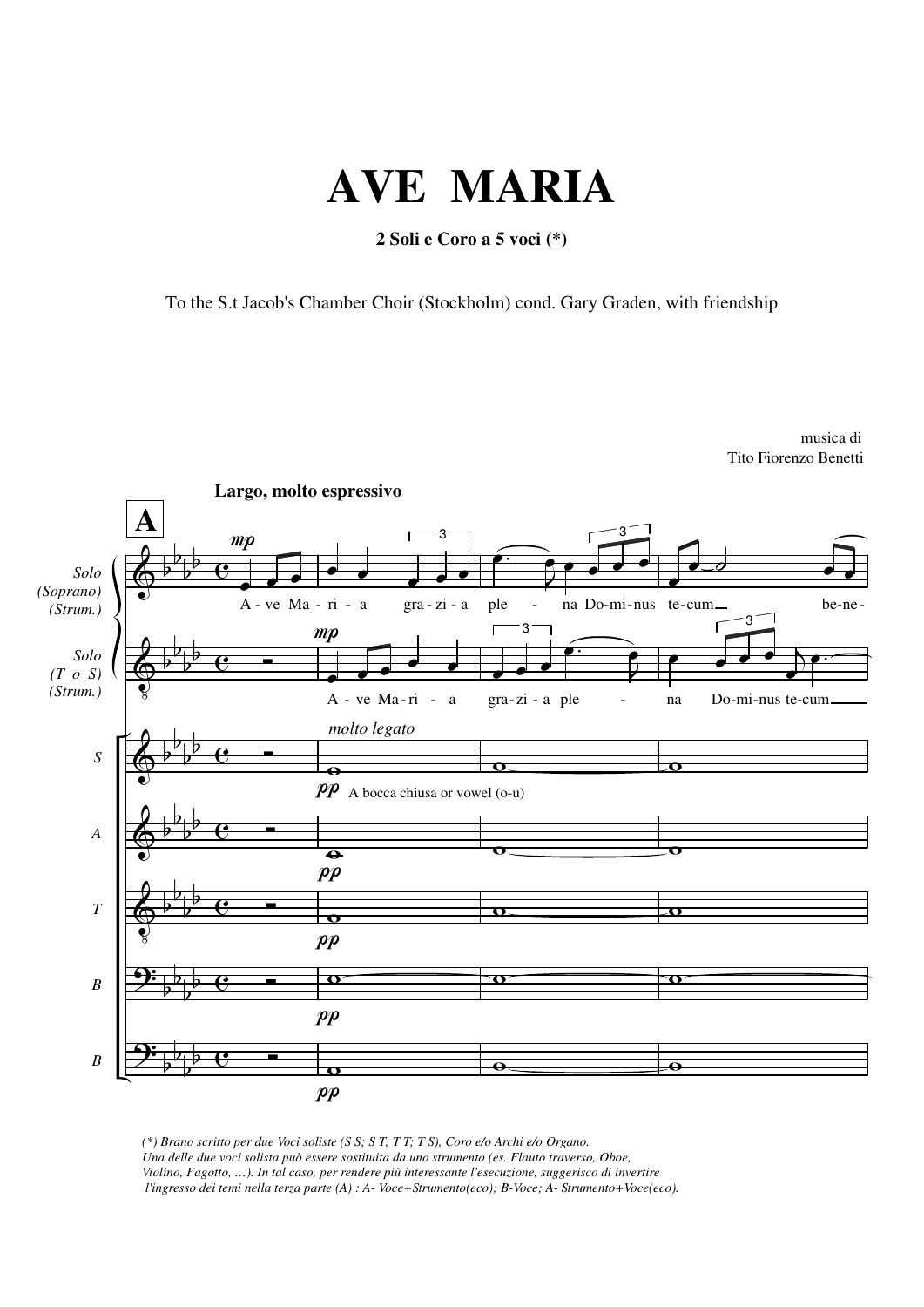# AVE MARIA

**2 Soli e Coro a 5 voci (*)**

To the S.t Jacob's Chamber Choir (Stockholm) cond. Gary Graden, with friendship

musica di
Tito Fiorenzo Benetti

*(*) Brano scritto per due Voci soliste (S S; S T; T T; T S), Coro e/o Archi e/o Organo.
Una delle due voci solista può essere sostituita da uno strumento (es. Flauto traverso, Oboe, Violino, Fagotto, …). In tal caso, per rendere più interessante l'esecuzione, suggerisco di invertire l'ingresso dei temi nella terza parte (A) : A- Voce+Strumento(eco); B-Voce; A- Strumento+Voce(eco).*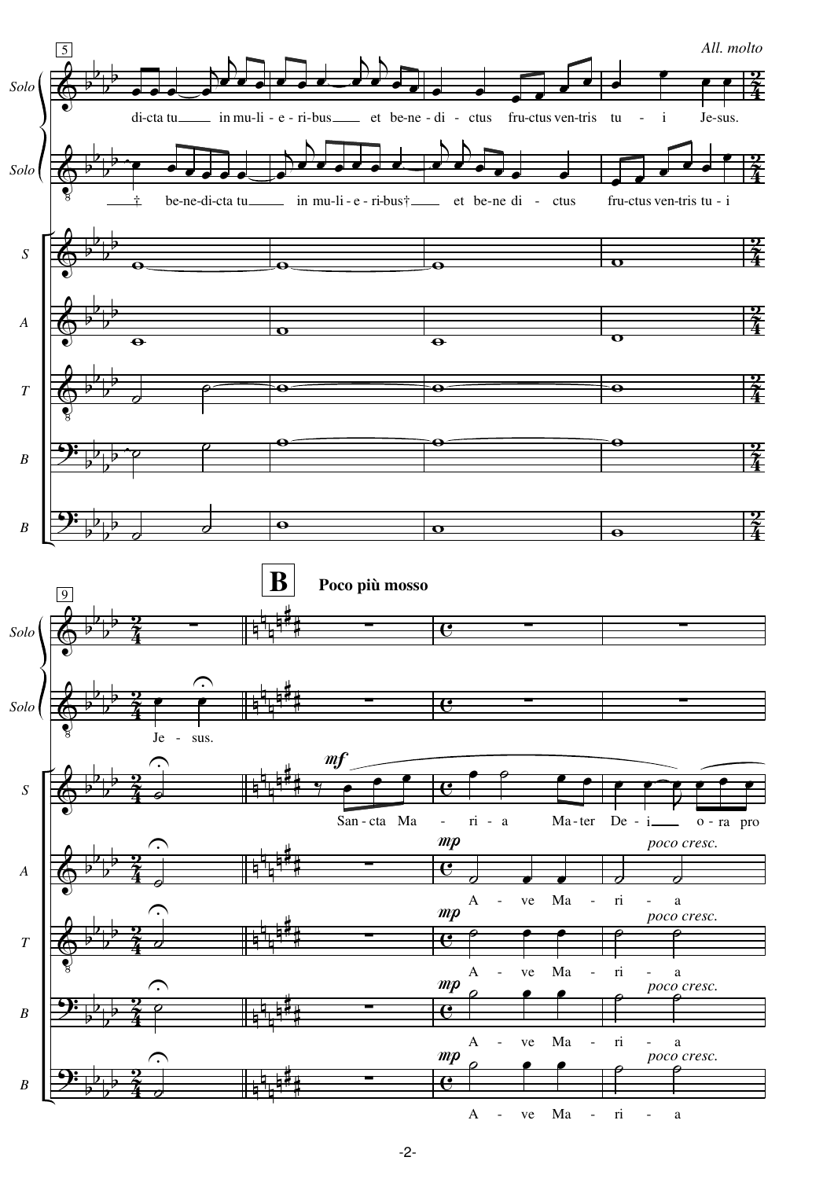5

*All. molto*

Solo: di-cta tu in mu-li - e - ri-bus et be-ne - di - ctus fru-ctus ven-tris tu - i Je-sus.

Solo: † be-ne-di-cta tu in mu-li - e - ri-bus† et be-ne di - ctus fru-ctus ven-tris tu - i

S

A

T

B

B

9

**B** **Poco più mosso**

Solo

Solo: Je - sus.

S: *mf* San - cta Ma - ri - a Ma - ter De - i o - ra pro

A: *mp* A - ve Ma - ri - a *poco cresc.*

T: *mp* A - ve Ma - ri - a *poco cresc.*

B: *mp* A - ve Ma - ri - a *poco cresc.*

B: *mp* A - ve Ma - ri - a *poco cresc.*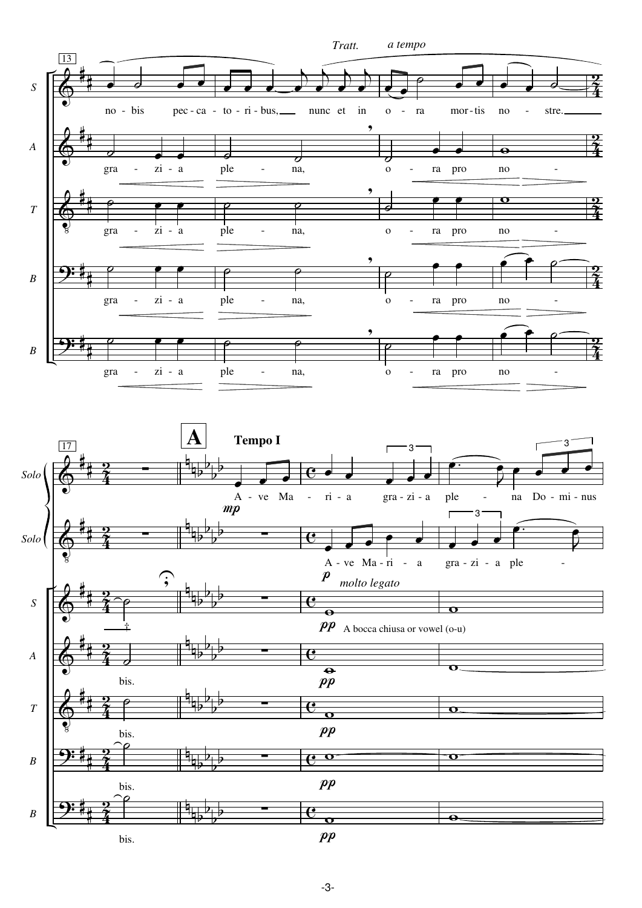*Tratt.* *a tempo*

13

S: no - bis pec - ca - to - ri - bus, nunc et in o - ra mor - tis no - stre.

A: gra - zi - a ple - na, o - ra pro no -

T: gra - zi - a ple - na, o - ra pro no -

B: gra - zi - a ple - na, o - ra pro no -

B: gra - zi - a ple - na, o - ra pro no -

17

**A** **Tempo I**

Solo: A - ve Ma - ri - a gra - zi - a ple - na Do - mi - nus

*mp*

Solo: A - ve Ma - ri - a gra - zi - a ple -

*p* *molto legato*

S: *pp* A bocca chiusa or vowel (o-u)

A: bis. *pp*

T: bis. *pp*

B: bis. *pp*

B: bis. *pp*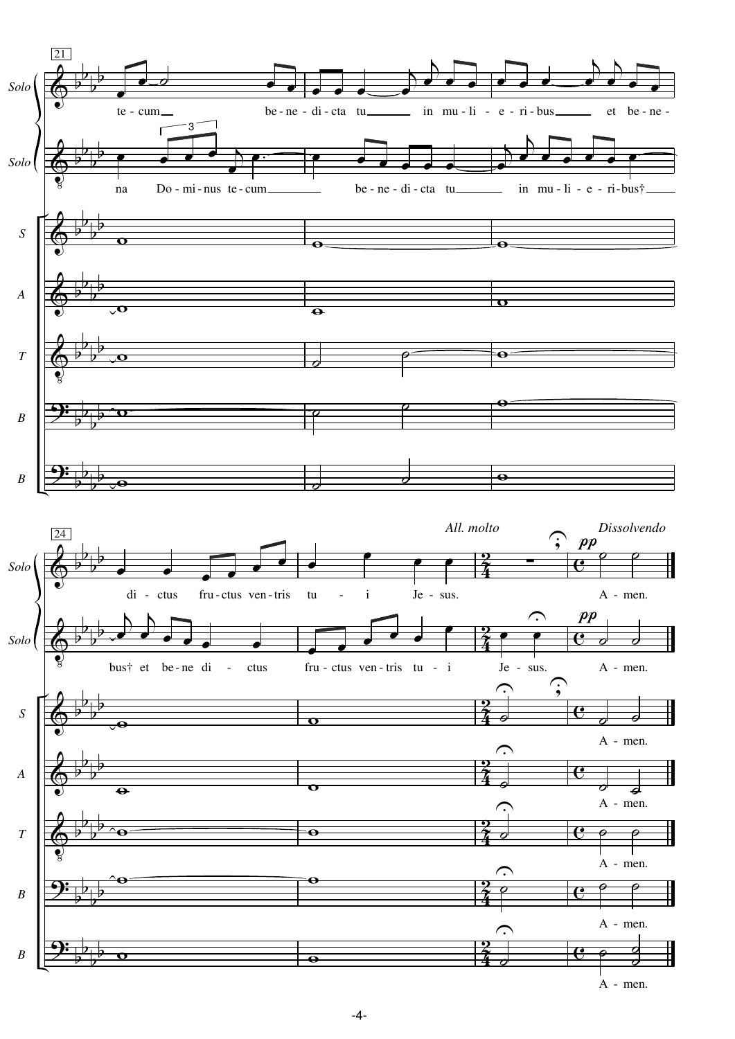*All. molto* *Dissolvendo*

**Solo:** te - cum be - ne - di - cta tu in mu - li - e - ri - bus et be - ne - di - ctus fru - ctus ven - tris tu - i Je - sus. A - men.

**Solo:** na Do - mi - nus te - cum be - ne - di - cta tu in mu - li - e - ri - bus† bus† et be - ne di - ctus fru - ctus ven - tris tu - i Je - sus. A - men.

**S:** A - men.

**A:** A - men.

**T:** A - men.

**B:** A - men.

**B:** A - men.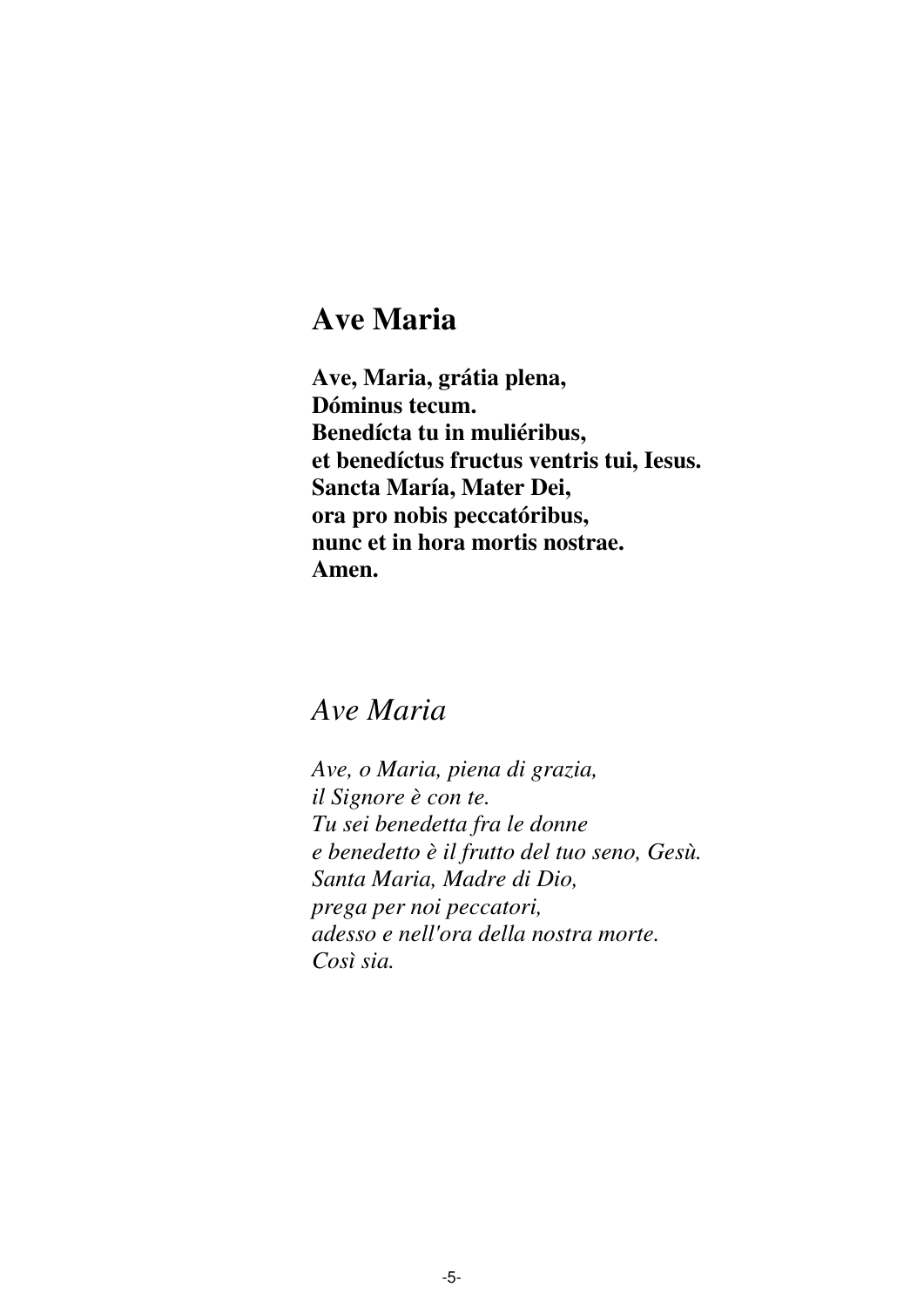## Ave Maria

**Ave, Maria, grátia plena,**
**Dóminus tecum.**
**Benedícta tu in muliéribus,**
**et benedíctus fructus ventris tui, Iesus.**
**Sancta María, Mater Dei,**
**ora pro nobis peccatóribus,**
**nunc et in hora mortis nostrae.**
**Amen.**

## *Ave Maria*

*Ave, o Maria, piena di grazia,*
*il Signore è con te.*
*Tu sei benedetta fra le donne*
*e benedetto è il frutto del tuo seno, Gesù.*
*Santa Maria, Madre di Dio,*
*prega per noi peccatori,*
*adesso e nell'ora della nostra morte.*
*Così sia.*